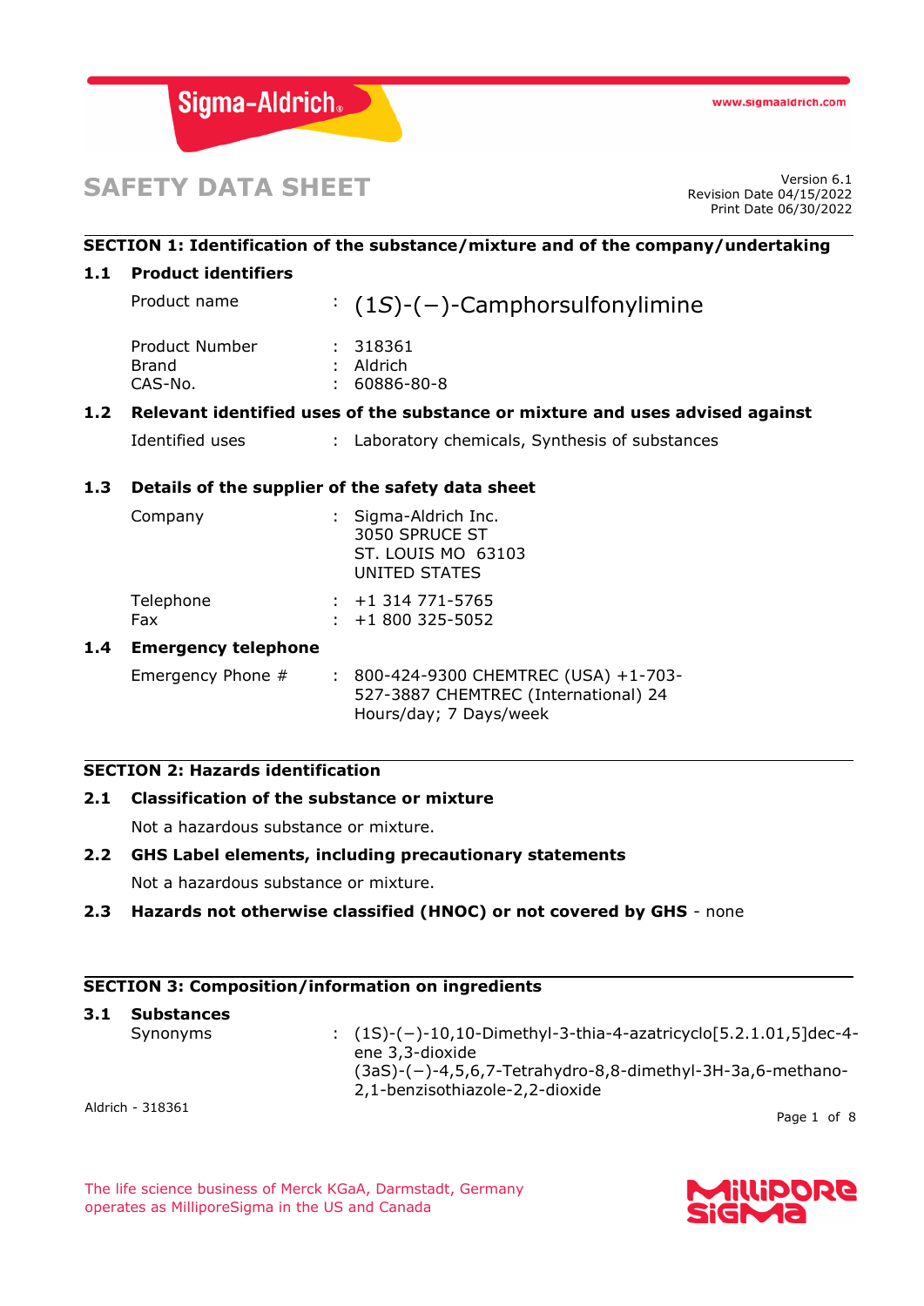# SAFETY DATA SHEET

Version 6.1
Revision Date 04/15/2022
Print Date 06/30/2022

## SECTION 1: Identification of the substance/mixture and of the company/undertaking

### 1.1 Product identifiers

| | | |
|---|---|---|
| Product name | : | (1*S*)-(−)-Camphorsulfonylimine |
| Product Number | : | 318361 |
| Brand | : | Aldrich |
| CAS-No. | : | 60886-80-8 |

### 1.2 Relevant identified uses of the substance or mixture and uses advised against

| | | |
|---|---|---|
| Identified uses | : | Laboratory chemicals, Synthesis of substances |

### 1.3 Details of the supplier of the safety data sheet

| | | |
|---|---|---|
| Company | : | Sigma-Aldrich Inc.<br>3050 SPRUCE ST<br>ST. LOUIS MO 63103<br>UNITED STATES |
| Telephone | : | +1 314 771-5765 |
| Fax | : | +1 800 325-5052 |

### 1.4 Emergency telephone

| | | |
|---|---|---|
| Emergency Phone # | : | 800-424-9300 CHEMTREC (USA) +1-703-527-3887 CHEMTREC (International) 24 Hours/day; 7 Days/week |

## SECTION 2: Hazards identification

### 2.1 Classification of the substance or mixture

Not a hazardous substance or mixture.

### 2.2 GHS Label elements, including precautionary statements

Not a hazardous substance or mixture.

### 2.3 Hazards not otherwise classified (HNOC) or not covered by GHS - none

## SECTION 3: Composition/information on ingredients

### 3.1 Substances

| | | |
|---|---|---|
| Synonyms | : | (1S)-(−)-10,10-Dimethyl-3-thia-4-azatricyclo[5.2.1.01,5]dec-4-ene 3,3-dioxide<br>(3aS)-(−)-4,5,6,7-Tetrahydro-8,8-dimethyl-3H-3a,6-methano-2,1-benzisothiazole-2,2-dioxide |

The life science business of Merck KGaA, Darmstadt, Germany operates as MilliporeSigma in the US and Canada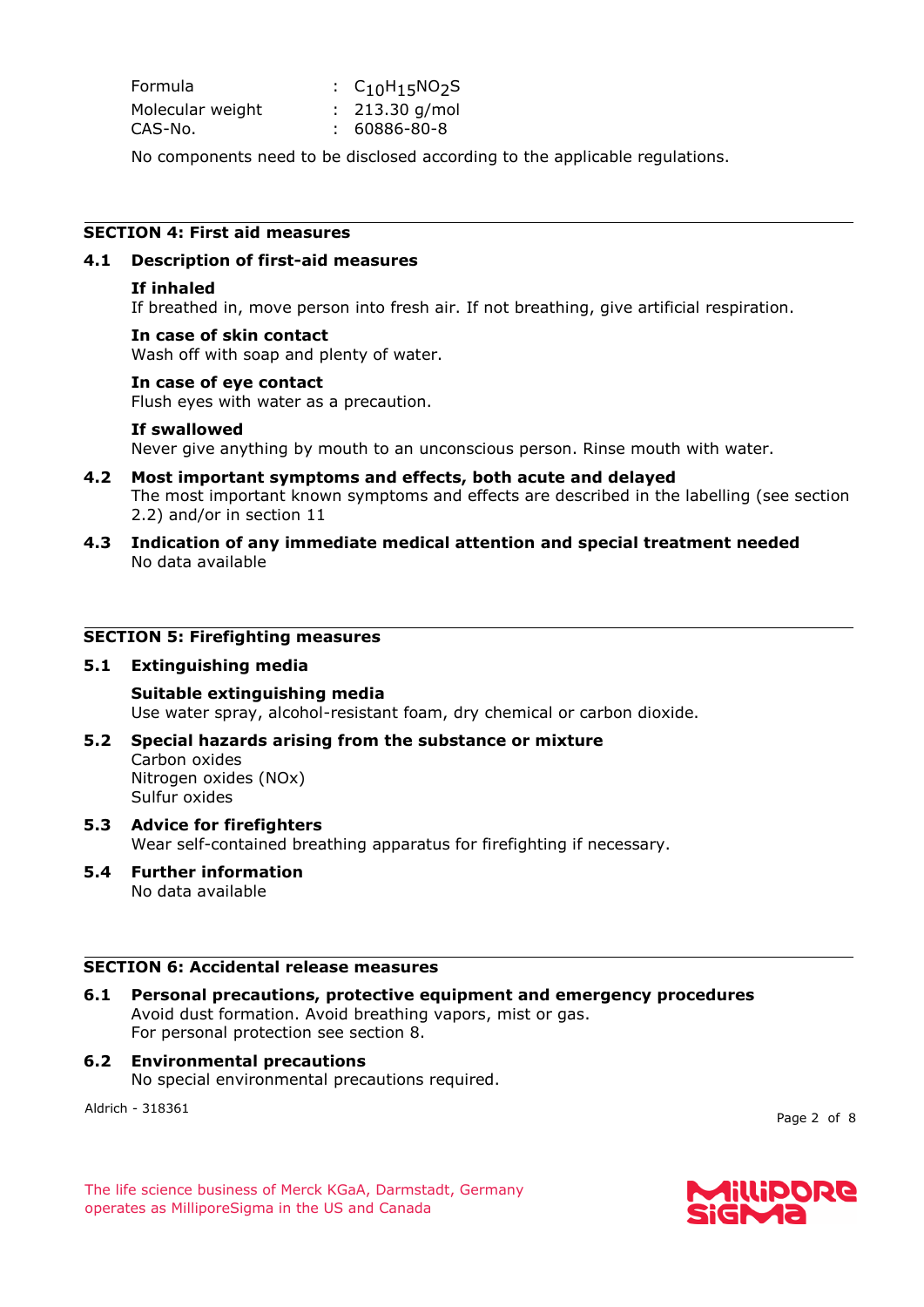Formula : $C_{10}H_{15}NO_2S$
Molecular weight : 213.30 g/mol
CAS-No. : 60886-80-8

No components need to be disclosed according to the applicable regulations.

## SECTION 4: First aid measures

### 4.1 Description of first-aid measures

**If inhaled**
If breathed in, move person into fresh air. If not breathing, give artificial respiration.

**In case of skin contact**
Wash off with soap and plenty of water.

**In case of eye contact**
Flush eyes with water as a precaution.

**If swallowed**
Never give anything by mouth to an unconscious person. Rinse mouth with water.

### 4.2 Most important symptoms and effects, both acute and delayed

The most important known symptoms and effects are described in the labelling (see section 2.2) and/or in section 11

### 4.3 Indication of any immediate medical attention and special treatment needed

No data available

## SECTION 5: Firefighting measures

### 5.1 Extinguishing media

**Suitable extinguishing media**
Use water spray, alcohol-resistant foam, dry chemical or carbon dioxide.

### 5.2 Special hazards arising from the substance or mixture

Carbon oxides
Nitrogen oxides (NOx)
Sulfur oxides

### 5.3 Advice for firefighters

Wear self-contained breathing apparatus for firefighting if necessary.

### 5.4 Further information

No data available

## SECTION 6: Accidental release measures

### 6.1 Personal precautions, protective equipment and emergency procedures

Avoid dust formation. Avoid breathing vapors, mist or gas.
For personal protection see section 8.

### 6.2 Environmental precautions

No special environmental precautions required.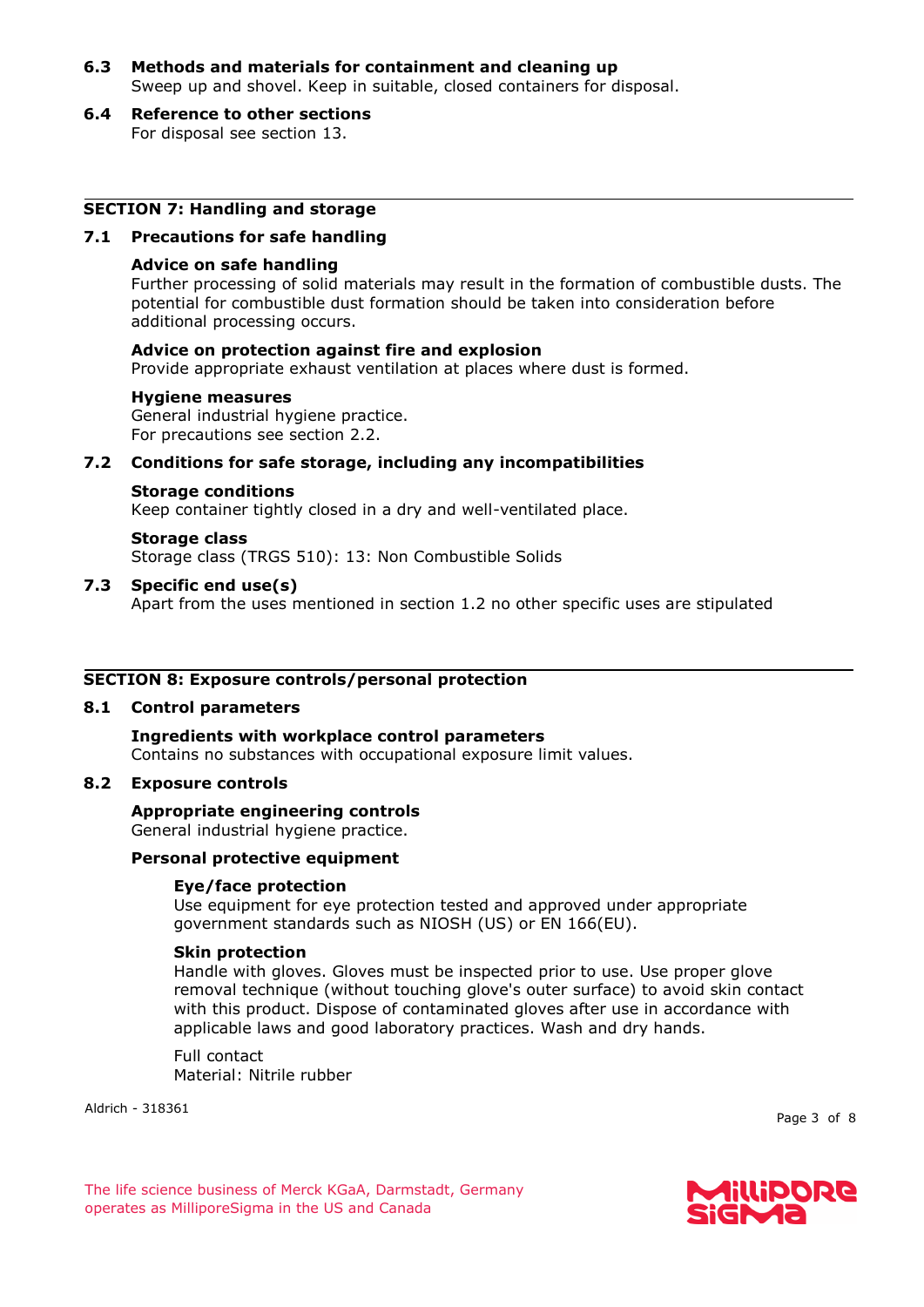### 6.3 Methods and materials for containment and cleaning up

Sweep up and shovel. Keep in suitable, closed containers for disposal.

### 6.4 Reference to other sections

For disposal see section 13.

## SECTION 7: Handling and storage

### 7.1 Precautions for safe handling

**Advice on safe handling**

Further processing of solid materials may result in the formation of combustible dusts. The potential for combustible dust formation should be taken into consideration before additional processing occurs.

**Advice on protection against fire and explosion**

Provide appropriate exhaust ventilation at places where dust is formed.

**Hygiene measures**

General industrial hygiene practice.
For precautions see section 2.2.

### 7.2 Conditions for safe storage, including any incompatibilities

**Storage conditions**

Keep container tightly closed in a dry and well-ventilated place.

**Storage class**

Storage class (TRGS 510): 13: Non Combustible Solids

### 7.3 Specific end use(s)

Apart from the uses mentioned in section 1.2 no other specific uses are stipulated

## SECTION 8: Exposure controls/personal protection

### 8.1 Control parameters

**Ingredients with workplace control parameters**

Contains no substances with occupational exposure limit values.

### 8.2 Exposure controls

**Appropriate engineering controls**

General industrial hygiene practice.

**Personal protective equipment**

**Eye/face protection**

Use equipment for eye protection tested and approved under appropriate government standards such as NIOSH (US) or EN 166(EU).

**Skin protection**

Handle with gloves. Gloves must be inspected prior to use. Use proper glove removal technique (without touching glove's outer surface) to avoid skin contact with this product. Dispose of contaminated gloves after use in accordance with applicable laws and good laboratory practices. Wash and dry hands.

Full contact
Material: Nitrile rubber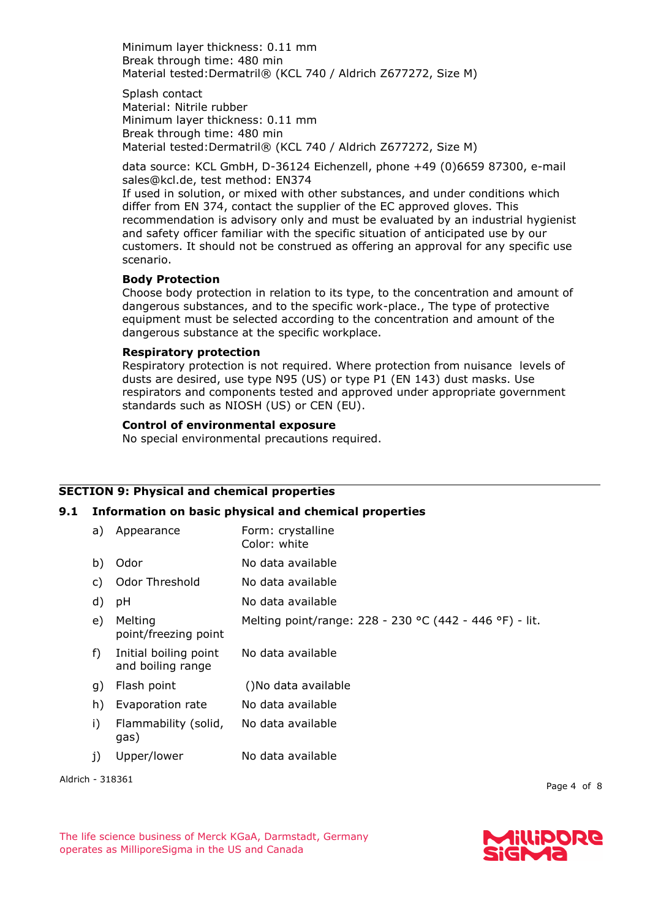Minimum layer thickness: 0.11 mm
Break through time: 480 min
Material tested:Dermatril® (KCL 740 / Aldrich Z677272, Size M)

Splash contact
Material: Nitrile rubber
Minimum layer thickness: 0.11 mm
Break through time: 480 min
Material tested:Dermatril® (KCL 740 / Aldrich Z677272, Size M)

data source: KCL GmbH, D-36124 Eichenzell, phone +49 (0)6659 87300, e-mail sales@kcl.de, test method: EN374
If used in solution, or mixed with other substances, and under conditions which differ from EN 374, contact the supplier of the EC approved gloves. This recommendation is advisory only and must be evaluated by an industrial hygienist and safety officer familiar with the specific situation of anticipated use by our customers. It should not be construed as offering an approval for any specific use scenario.

**Body Protection**
Choose body protection in relation to its type, to the concentration and amount of dangerous substances, and to the specific work-place., The type of protective equipment must be selected according to the concentration and amount of the dangerous substance at the specific workplace.

**Respiratory protection**
Respiratory protection is not required. Where protection from nuisance levels of dusts are desired, use type N95 (US) or type P1 (EN 143) dust masks. Use respirators and components tested and approved under appropriate government standards such as NIOSH (US) or CEN (EU).

**Control of environmental exposure**
No special environmental precautions required.

## SECTION 9: Physical and chemical properties

### 9.1 Information on basic physical and chemical properties

| | | |
|---|---|---|
| a) | Appearance | Form: crystalline<br>Color: white |
| b) | Odor | No data available |
| c) | Odor Threshold | No data available |
| d) | pH | No data available |
| e) | Melting point/freezing point | Melting point/range: 228 - 230 °C (442 - 446 °F) - lit. |
| f) | Initial boiling point and boiling range | No data available |
| g) | Flash point | ()No data available |
| h) | Evaporation rate | No data available |
| i) | Flammability (solid, gas) | No data available |
| j) | Upper/lower | No data available |

Aldrich - 318361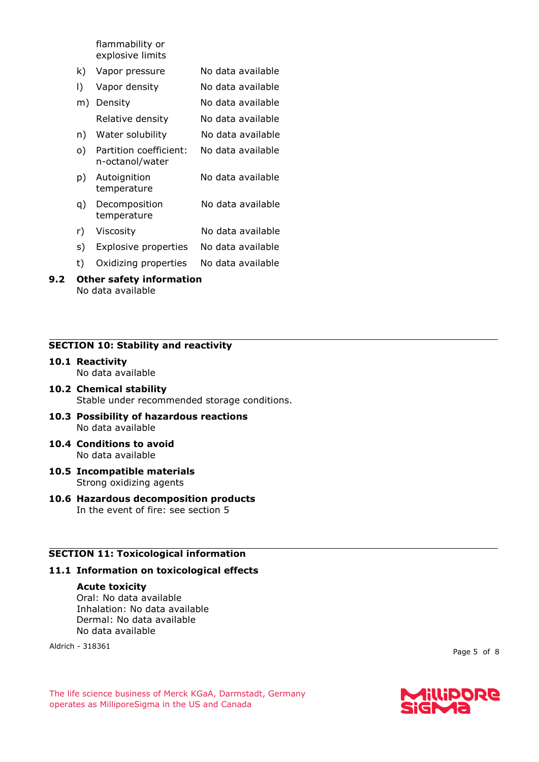| | | |
|---|---|---|
| | flammability or explosive limits | |
| k) | Vapor pressure | No data available |
| l) | Vapor density | No data available |
| m) | Density | No data available |
| | Relative density | No data available |
| n) | Water solubility | No data available |
| o) | Partition coefficient: n-octanol/water | No data available |
| p) | Autoignition temperature | No data available |
| q) | Decomposition temperature | No data available |
| r) | Viscosity | No data available |
| s) | Explosive properties | No data available |
| t) | Oxidizing properties | No data available |

**9.2 Other safety information**
No data available

## SECTION 10: Stability and reactivity

**10.1 Reactivity**
No data available

**10.2 Chemical stability**
Stable under recommended storage conditions.

**10.3 Possibility of hazardous reactions**
No data available

**10.4 Conditions to avoid**
No data available

**10.5 Incompatible materials**
Strong oxidizing agents

**10.6 Hazardous decomposition products**
In the event of fire: see section 5

## SECTION 11: Toxicological information

**11.1 Information on toxicological effects**

**Acute toxicity**
Oral: No data available
Inhalation: No data available
Dermal: No data available
No data available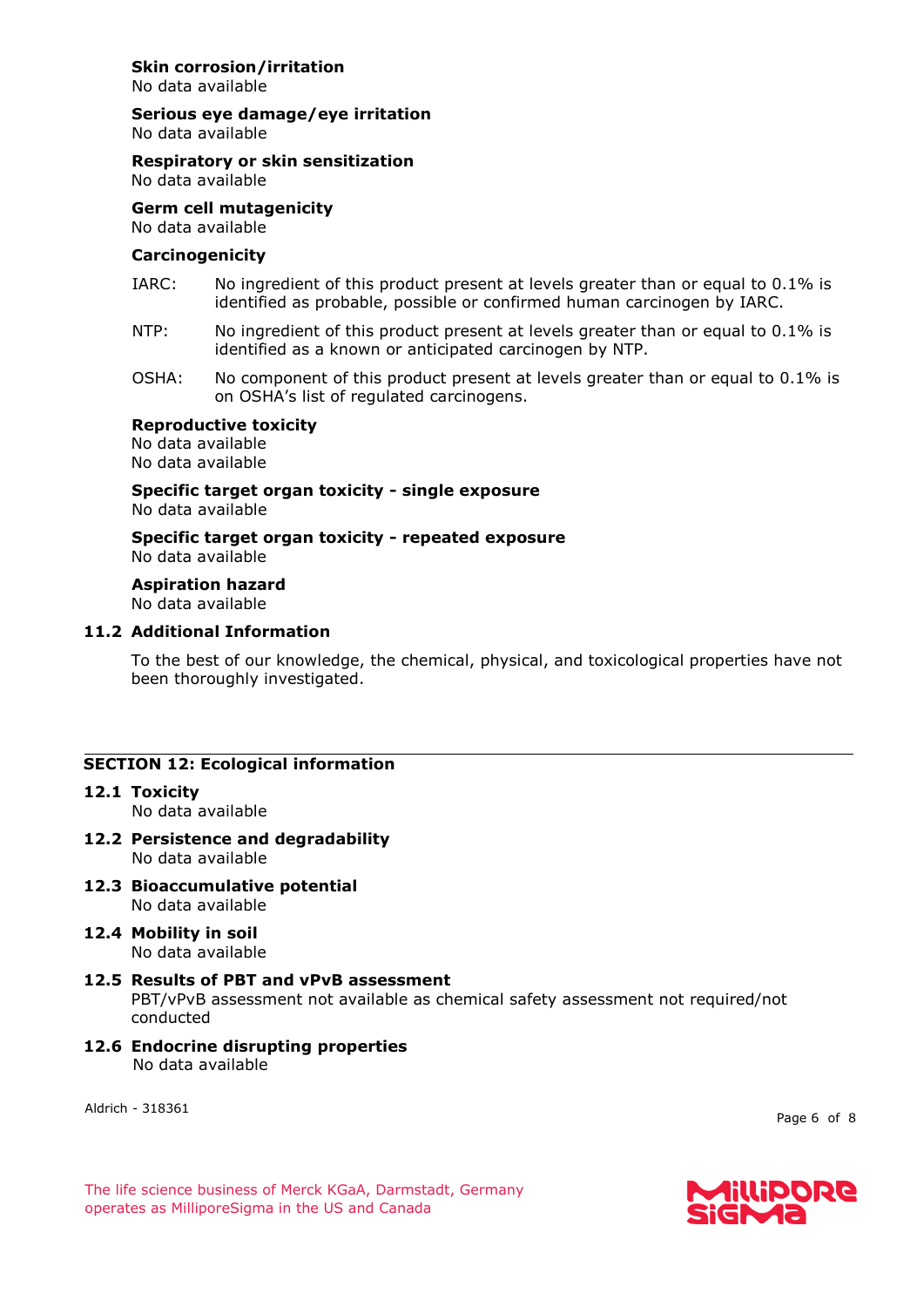**Skin corrosion/irritation**
No data available

**Serious eye damage/eye irritation**
No data available

**Respiratory or skin sensitization**
No data available

**Germ cell mutagenicity**
No data available

**Carcinogenicity**

IARC: No ingredient of this product present at levels greater than or equal to 0.1% is identified as probable, possible or confirmed human carcinogen by IARC.

NTP: No ingredient of this product present at levels greater than or equal to 0.1% is identified as a known or anticipated carcinogen by NTP.

OSHA: No component of this product present at levels greater than or equal to 0.1% is on OSHA's list of regulated carcinogens.

**Reproductive toxicity**
No data available
No data available

**Specific target organ toxicity - single exposure**
No data available

**Specific target organ toxicity - repeated exposure**
No data available

**Aspiration hazard**
No data available

### 11.2 Additional Information

To the best of our knowledge, the chemical, physical, and toxicological properties have not been thoroughly investigated.

## SECTION 12: Ecological information

### 12.1 Toxicity
No data available

### 12.2 Persistence and degradability
No data available

### 12.3 Bioaccumulative potential
No data available

### 12.4 Mobility in soil
No data available

### 12.5 Results of PBT and vPvB assessment
PBT/vPvB assessment not available as chemical safety assessment not required/not conducted

### 12.6 Endocrine disrupting properties
No data available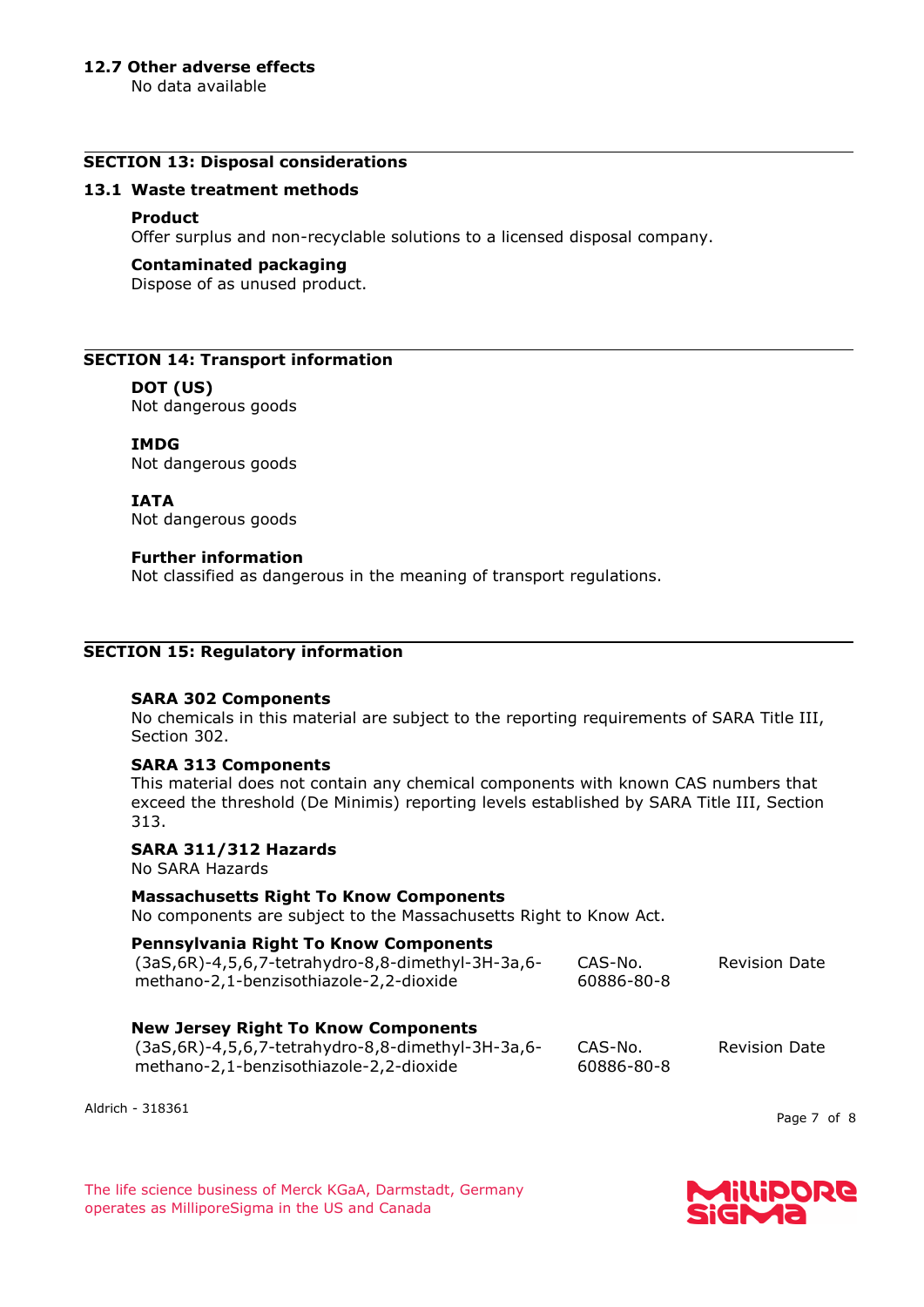### 12.7 Other adverse effects

No data available

## SECTION 13: Disposal considerations

### 13.1 Waste treatment methods

**Product**

Offer surplus and non-recyclable solutions to a licensed disposal company.

**Contaminated packaging**

Dispose of as unused product.

## SECTION 14: Transport information

**DOT (US)**

Not dangerous goods

**IMDG**

Not dangerous goods

**IATA**

Not dangerous goods

**Further information**

Not classified as dangerous in the meaning of transport regulations.

## SECTION 15: Regulatory information

**SARA 302 Components**

No chemicals in this material are subject to the reporting requirements of SARA Title III, Section 302.

**SARA 313 Components**

This material does not contain any chemical components with known CAS numbers that exceed the threshold (De Minimis) reporting levels established by SARA Title III, Section 313.

**SARA 311/312 Hazards**

No SARA Hazards

**Massachusetts Right To Know Components**

No components are subject to the Massachusetts Right to Know Act.

**Pennsylvania Right To Know Components**

| | | |
|---|---|---|
| (3aS,6R)-4,5,6,7-tetrahydro-8,8-dimethyl-3H-3a,6-methano-2,1-benzisothiazole-2,2-dioxide | CAS-No. 60886-80-8 | Revision Date |

**New Jersey Right To Know Components**

| | | |
|---|---|---|
| (3aS,6R)-4,5,6,7-tetrahydro-8,8-dimethyl-3H-3a,6-methano-2,1-benzisothiazole-2,2-dioxide | CAS-No. 60886-80-8 | Revision Date |

Aldrich - 318361

The life science business of Merck KGaA, Darmstadt, Germany operates as MilliporeSigma in the US and Canada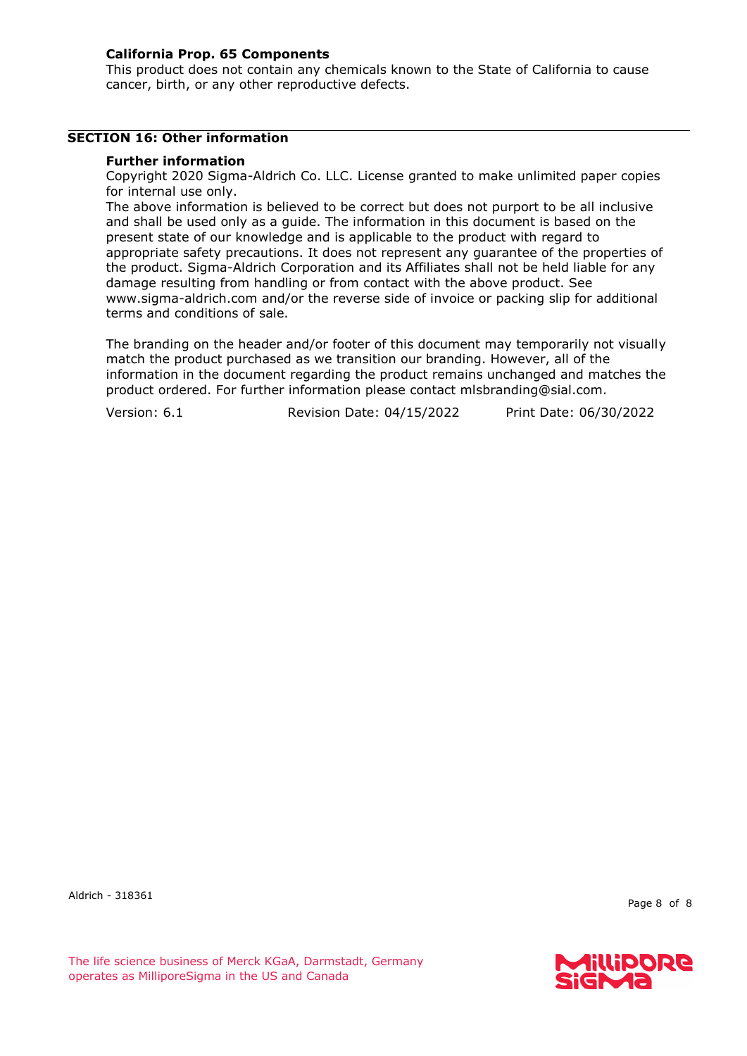### California Prop. 65 Components

This product does not contain any chemicals known to the State of California to cause cancer, birth, or any other reproductive defects.

## SECTION 16: Other information

### Further information

Copyright 2020 Sigma-Aldrich Co. LLC. License granted to make unlimited paper copies for internal use only.

The above information is believed to be correct but does not purport to be all inclusive and shall be used only as a guide. The information in this document is based on the present state of our knowledge and is applicable to the product with regard to appropriate safety precautions. It does not represent any guarantee of the properties of the product. Sigma-Aldrich Corporation and its Affiliates shall not be held liable for any damage resulting from handling or from contact with the above product. See www.sigma-aldrich.com and/or the reverse side of invoice or packing slip for additional terms and conditions of sale.

The branding on the header and/or footer of this document may temporarily not visually match the product purchased as we transition our branding. However, all of the information in the document regarding the product remains unchanged and matches the product ordered. For further information please contact mlsbranding@sial.com.

Version: 6.1 Revision Date: 04/15/2022 Print Date: 06/30/2022